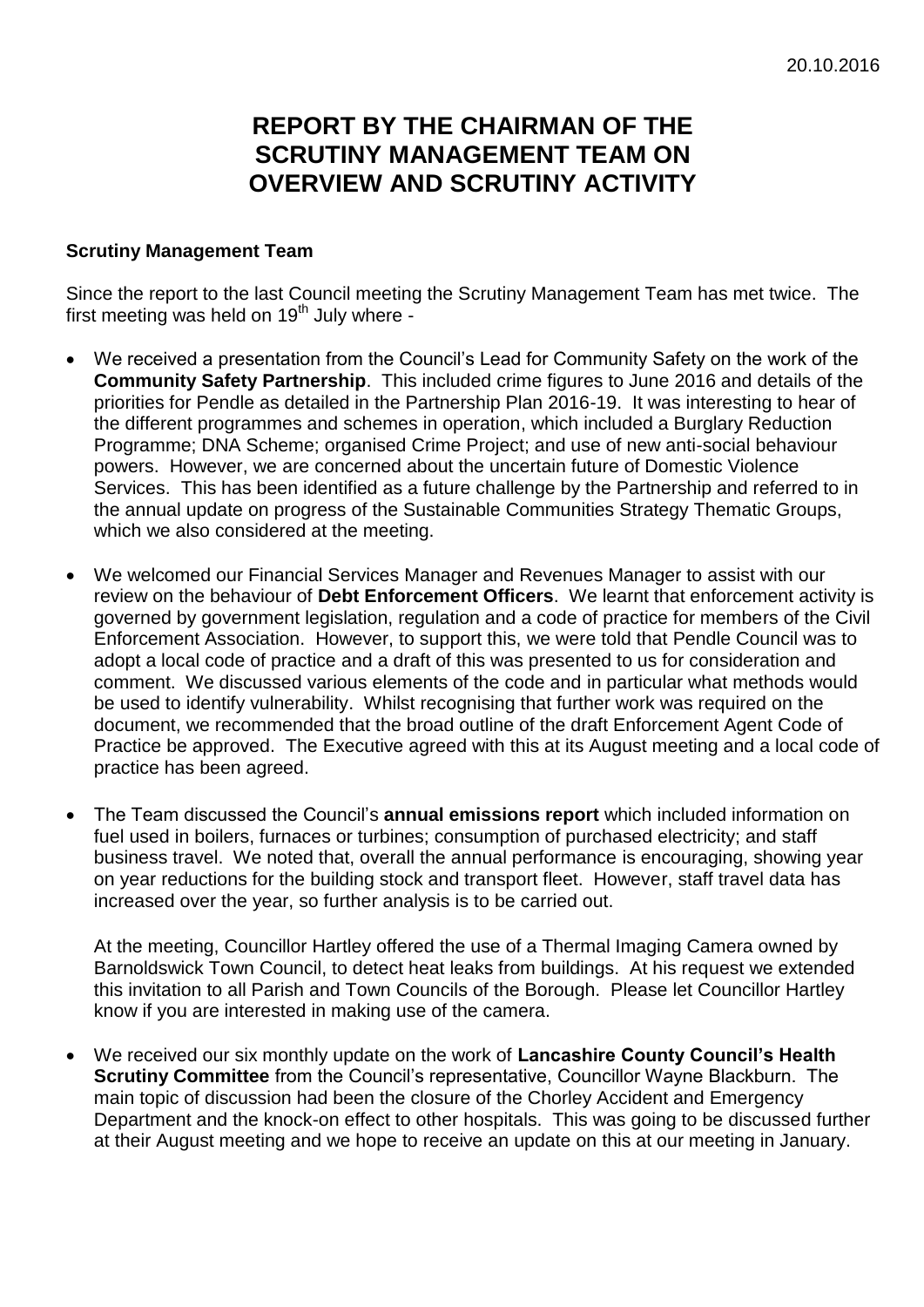20.10.2016

# REPORT BY THE CHAIRMAN OF THE SCRUTINY MANAGEMENT TEAM ON OVERVIEW AND SCRUTINY ACTIVITY

**Scrutiny Management Team**

Since the report to the last Council meeting the Scrutiny Management Team has met twice. The first meeting was held on 19th July where -

- We received a presentation from the Council's Lead for Community Safety on the work of the **Community Safety Partnership**. This included crime figures to June 2016 and details of the priorities for Pendle as detailed in the Partnership Plan 2016-19. It was interesting to hear of the different programmes and schemes in operation, which included a Burglary Reduction Programme; DNA Scheme; organised Crime Project; and use of new anti-social behaviour powers. However, we are concerned about the uncertain future of Domestic Violence Services. This has been identified as a future challenge by the Partnership and referred to in the annual update on progress of the Sustainable Communities Strategy Thematic Groups, which we also considered at the meeting.

- We welcomed our Financial Services Manager and Revenues Manager to assist with our review on the behaviour of **Debt Enforcement Officers**. We learnt that enforcement activity is governed by government legislation, regulation and a code of practice for members of the Civil Enforcement Association. However, to support this, we were told that Pendle Council was to adopt a local code of practice and a draft of this was presented to us for consideration and comment. We discussed various elements of the code and in particular what methods would be used to identify vulnerability. Whilst recognising that further work was required on the document, we recommended that the broad outline of the draft Enforcement Agent Code of Practice be approved. The Executive agreed with this at its August meeting and a local code of practice has been agreed.

- The Team discussed the Council's **annual emissions report** which included information on fuel used in boilers, furnaces or turbines; consumption of purchased electricity; and staff business travel. We noted that, overall the annual performance is encouraging, showing year on year reductions for the building stock and transport fleet. However, staff travel data has increased over the year, so further analysis is to be carried out.

  At the meeting, Councillor Hartley offered the use of a Thermal Imaging Camera owned by Barnoldswick Town Council, to detect heat leaks from buildings. At his request we extended this invitation to all Parish and Town Councils of the Borough. Please let Councillor Hartley know if you are interested in making use of the camera.

- We received our six monthly update on the work of **Lancashire County Council's Health Scrutiny Committee** from the Council's representative, Councillor Wayne Blackburn. The main topic of discussion had been the closure of the Chorley Accident and Emergency Department and the knock-on effect to other hospitals. This was going to be discussed further at their August meeting and we hope to receive an update on this at our meeting in January.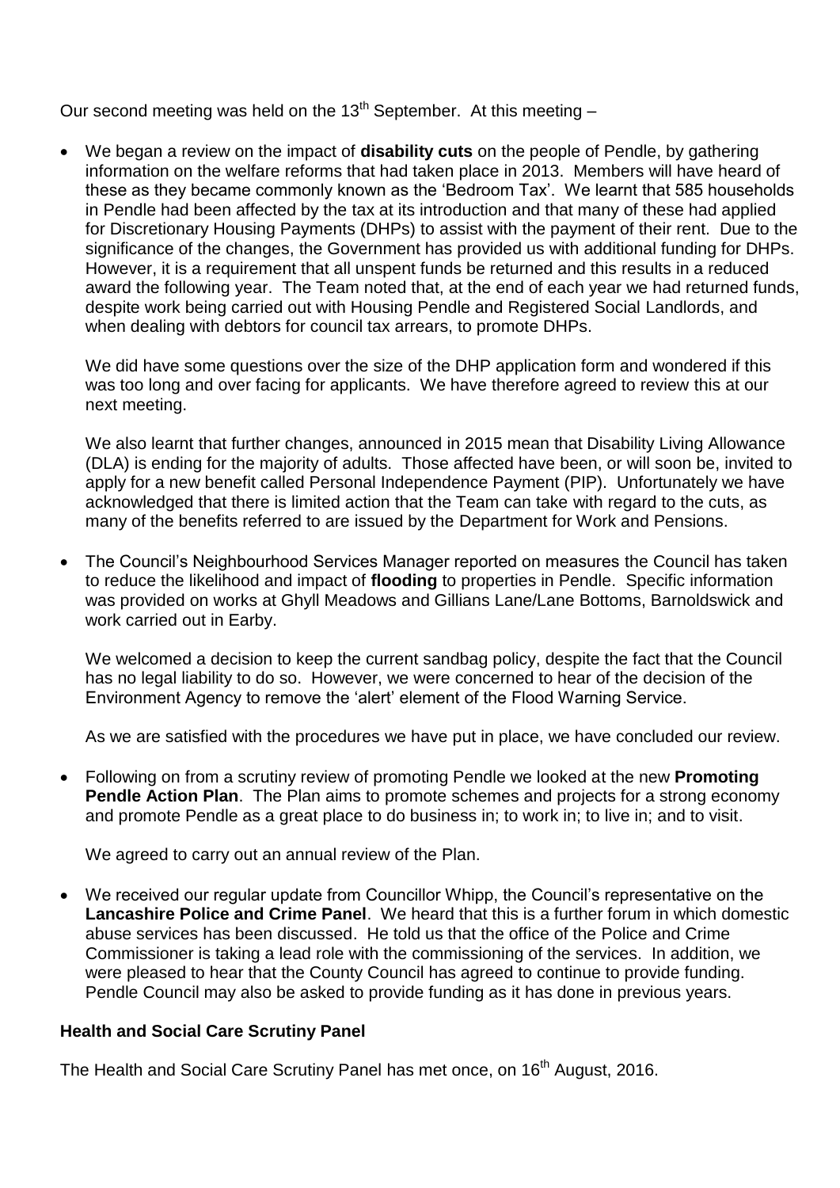Our second meeting was held on the 13th September. At this meeting –

- We began a review on the impact of **disability cuts** on the people of Pendle, by gathering information on the welfare reforms that had taken place in 2013. Members will have heard of these as they became commonly known as the 'Bedroom Tax'. We learnt that 585 households in Pendle had been affected by the tax at its introduction and that many of these had applied for Discretionary Housing Payments (DHPs) to assist with the payment of their rent. Due to the significance of the changes, the Government has provided us with additional funding for DHPs. However, it is a requirement that all unspent funds be returned and this results in a reduced award the following year. The Team noted that, at the end of each year we had returned funds, despite work being carried out with Housing Pendle and Registered Social Landlords, and when dealing with debtors for council tax arrears, to promote DHPs.

  We did have some questions over the size of the DHP application form and wondered if this was too long and over facing for applicants. We have therefore agreed to review this at our next meeting.

  We also learnt that further changes, announced in 2015 mean that Disability Living Allowance (DLA) is ending for the majority of adults. Those affected have been, or will soon be, invited to apply for a new benefit called Personal Independence Payment (PIP). Unfortunately we have acknowledged that there is limited action that the Team can take with regard to the cuts, as many of the benefits referred to are issued by the Department for Work and Pensions.

- The Council's Neighbourhood Services Manager reported on measures the Council has taken to reduce the likelihood and impact of **flooding** to properties in Pendle. Specific information was provided on works at Ghyll Meadows and Gillians Lane/Lane Bottoms, Barnoldswick and work carried out in Earby.

  We welcomed a decision to keep the current sandbag policy, despite the fact that the Council has no legal liability to do so. However, we were concerned to hear of the decision of the Environment Agency to remove the 'alert' element of the Flood Warning Service.

  As we are satisfied with the procedures we have put in place, we have concluded our review.

- Following on from a scrutiny review of promoting Pendle we looked at the new **Promoting Pendle Action Plan**. The Plan aims to promote schemes and projects for a strong economy and promote Pendle as a great place to do business in; to work in; to live in; and to visit.

  We agreed to carry out an annual review of the Plan.

- We received our regular update from Councillor Whipp, the Council's representative on the **Lancashire Police and Crime Panel**. We heard that this is a further forum in which domestic abuse services has been discussed. He told us that the office of the Police and Crime Commissioner is taking a lead role with the commissioning of the services. In addition, we were pleased to hear that the County Council has agreed to continue to provide funding. Pendle Council may also be asked to provide funding as it has done in previous years.

**Health and Social Care Scrutiny Panel**

The Health and Social Care Scrutiny Panel has met once, on 16th August, 2016.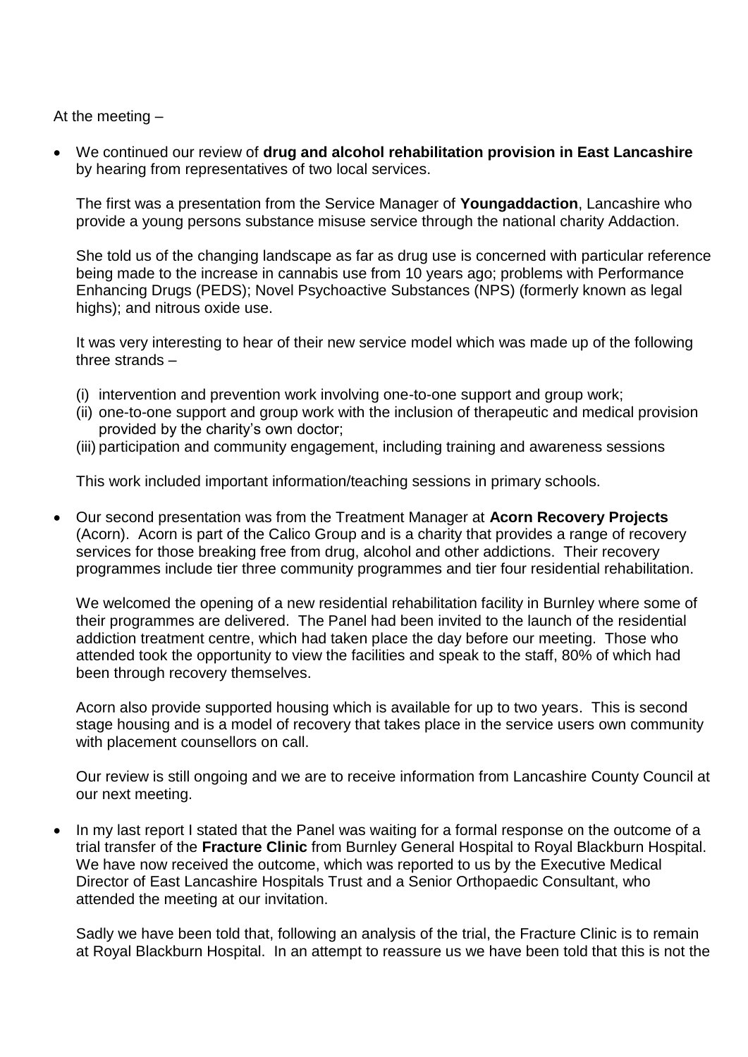At the meeting –

- We continued our review of **drug and alcohol rehabilitation provision in East Lancashire** by hearing from representatives of two local services.

  The first was a presentation from the Service Manager of **Youngaddaction**, Lancashire who provide a young persons substance misuse service through the national charity Addaction.

  She told us of the changing landscape as far as drug use is concerned with particular reference being made to the increase in cannabis use from 10 years ago; problems with Performance Enhancing Drugs (PEDS); Novel Psychoactive Substances (NPS) (formerly known as legal highs); and nitrous oxide use.

  It was very interesting to hear of their new service model which was made up of the following three strands –

  (i) intervention and prevention work involving one-to-one support and group work;
  (ii) one-to-one support and group work with the inclusion of therapeutic and medical provision provided by the charity's own doctor;
  (iii) participation and community engagement, including training and awareness sessions

  This work included important information/teaching sessions in primary schools.

- Our second presentation was from the Treatment Manager at **Acorn Recovery Projects** (Acorn). Acorn is part of the Calico Group and is a charity that provides a range of recovery services for those breaking free from drug, alcohol and other addictions. Their recovery programmes include tier three community programmes and tier four residential rehabilitation.

  We welcomed the opening of a new residential rehabilitation facility in Burnley where some of their programmes are delivered. The Panel had been invited to the launch of the residential addiction treatment centre, which had taken place the day before our meeting. Those who attended took the opportunity to view the facilities and speak to the staff, 80% of which had been through recovery themselves.

  Acorn also provide supported housing which is available for up to two years. This is second stage housing and is a model of recovery that takes place in the service users own community with placement counsellors on call.

  Our review is still ongoing and we are to receive information from Lancashire County Council at our next meeting.

- In my last report I stated that the Panel was waiting for a formal response on the outcome of a trial transfer of the **Fracture Clinic** from Burnley General Hospital to Royal Blackburn Hospital. We have now received the outcome, which was reported to us by the Executive Medical Director of East Lancashire Hospitals Trust and a Senior Orthopaedic Consultant, who attended the meeting at our invitation.

  Sadly we have been told that, following an analysis of the trial, the Fracture Clinic is to remain at Royal Blackburn Hospital. In an attempt to reassure us we have been told that this is not the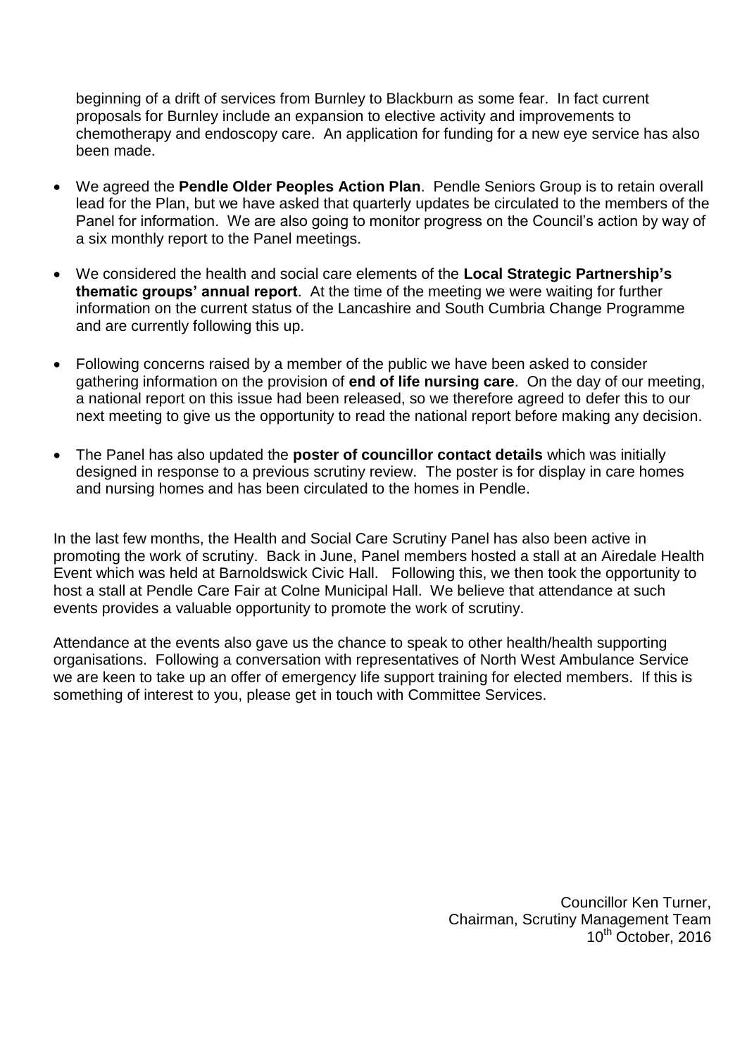beginning of a drift of services from Burnley to Blackburn as some fear. In fact current proposals for Burnley include an expansion to elective activity and improvements to chemotherapy and endoscopy care. An application for funding for a new eye service has also been made.

- We agreed the **Pendle Older Peoples Action Plan**. Pendle Seniors Group is to retain overall lead for the Plan, but we have asked that quarterly updates be circulated to the members of the Panel for information. We are also going to monitor progress on the Council's action by way of a six monthly report to the Panel meetings.
- We considered the health and social care elements of the **Local Strategic Partnership's thematic groups' annual report**. At the time of the meeting we were waiting for further information on the current status of the Lancashire and South Cumbria Change Programme and are currently following this up.
- Following concerns raised by a member of the public we have been asked to consider gathering information on the provision of **end of life nursing care**. On the day of our meeting, a national report on this issue had been released, so we therefore agreed to defer this to our next meeting to give us the opportunity to read the national report before making any decision.
- The Panel has also updated the **poster of councillor contact details** which was initially designed in response to a previous scrutiny review. The poster is for display in care homes and nursing homes and has been circulated to the homes in Pendle.

In the last few months, the Health and Social Care Scrutiny Panel has also been active in promoting the work of scrutiny. Back in June, Panel members hosted a stall at an Airedale Health Event which was held at Barnoldswick Civic Hall. Following this, we then took the opportunity to host a stall at Pendle Care Fair at Colne Municipal Hall. We believe that attendance at such events provides a valuable opportunity to promote the work of scrutiny.

Attendance at the events also gave us the chance to speak to other health/health supporting organisations. Following a conversation with representatives of North West Ambulance Service we are keen to take up an offer of emergency life support training for elected members. If this is something of interest to you, please get in touch with Committee Services.

Councillor Ken Turner,
Chairman, Scrutiny Management Team
10th October, 2016